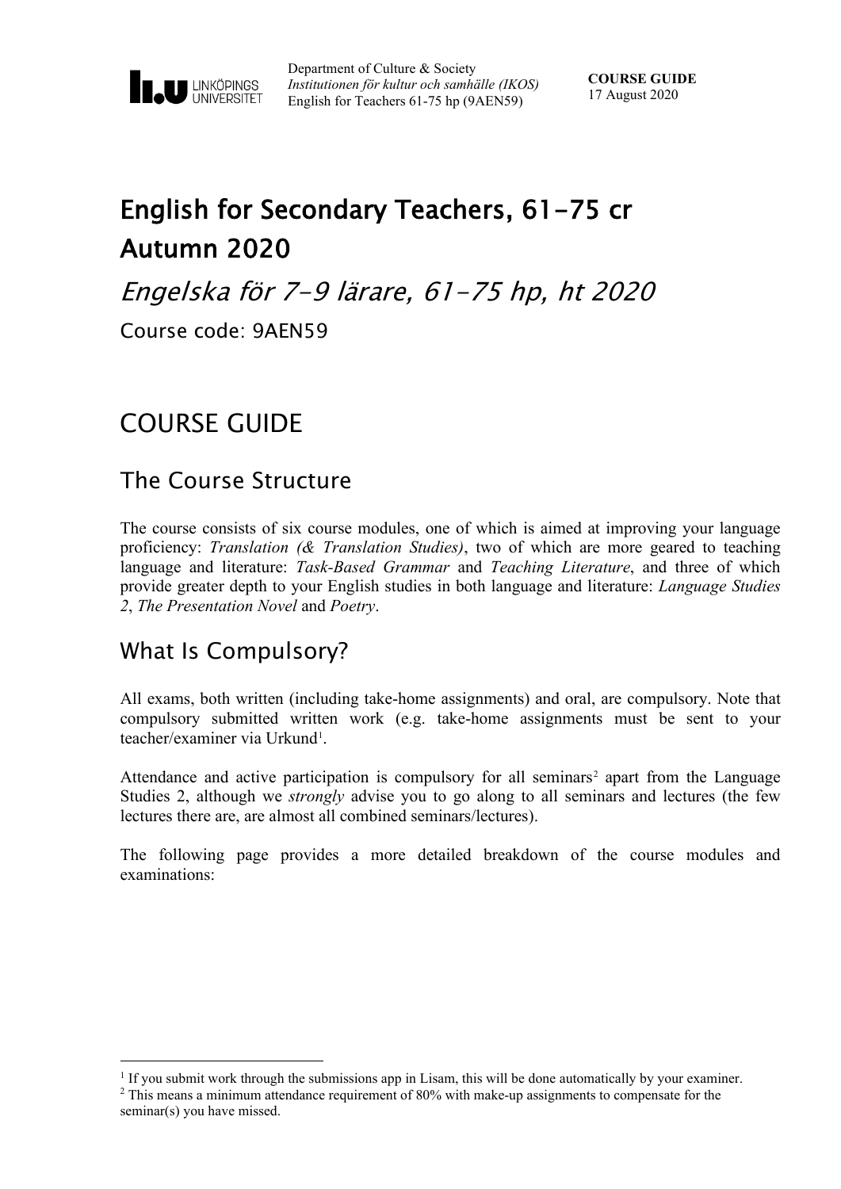Department of Culture & Society
*Institutionen för kultur och samhälle (IKOS)*
English for Teachers 61-75 hp (9AEN59)

**COURSE GUIDE**
17 August 2020

# English for Secondary Teachers, 61-75 cr Autumn 2020

## *Engelska för 7-9 lärare, 61-75 hp, ht 2020*

Course code: 9AEN59

# COURSE GUIDE

## The Course Structure

The course consists of six course modules, one of which is aimed at improving your language proficiency: *Translation (& Translation Studies)*, two of which are more geared to teaching language and literature: *Task-Based Grammar* and *Teaching Literature*, and three of which provide greater depth to your English studies in both language and literature: *Language Studies 2*, *The Presentation Novel* and *Poetry*.

## What Is Compulsory?

All exams, both written (including take-home assignments) and oral, are compulsory. Note that compulsory submitted written work (e.g. take-home assignments must be sent to your teacher/examiner via Urkund[1].

Attendance and active participation is compulsory for all seminars[2] apart from the Language Studies 2, although we *strongly* advise you to go along to all seminars and lectures (the few lectures there are, are almost all combined seminars/lectures).

The following page provides a more detailed breakdown of the course modules and examinations:

---

[1] If you submit work through the submissions app in Lisam, this will be done automatically by your examiner.

[2] This means a minimum attendance requirement of 80% with make-up assignments to compensate for the seminar(s) you have missed.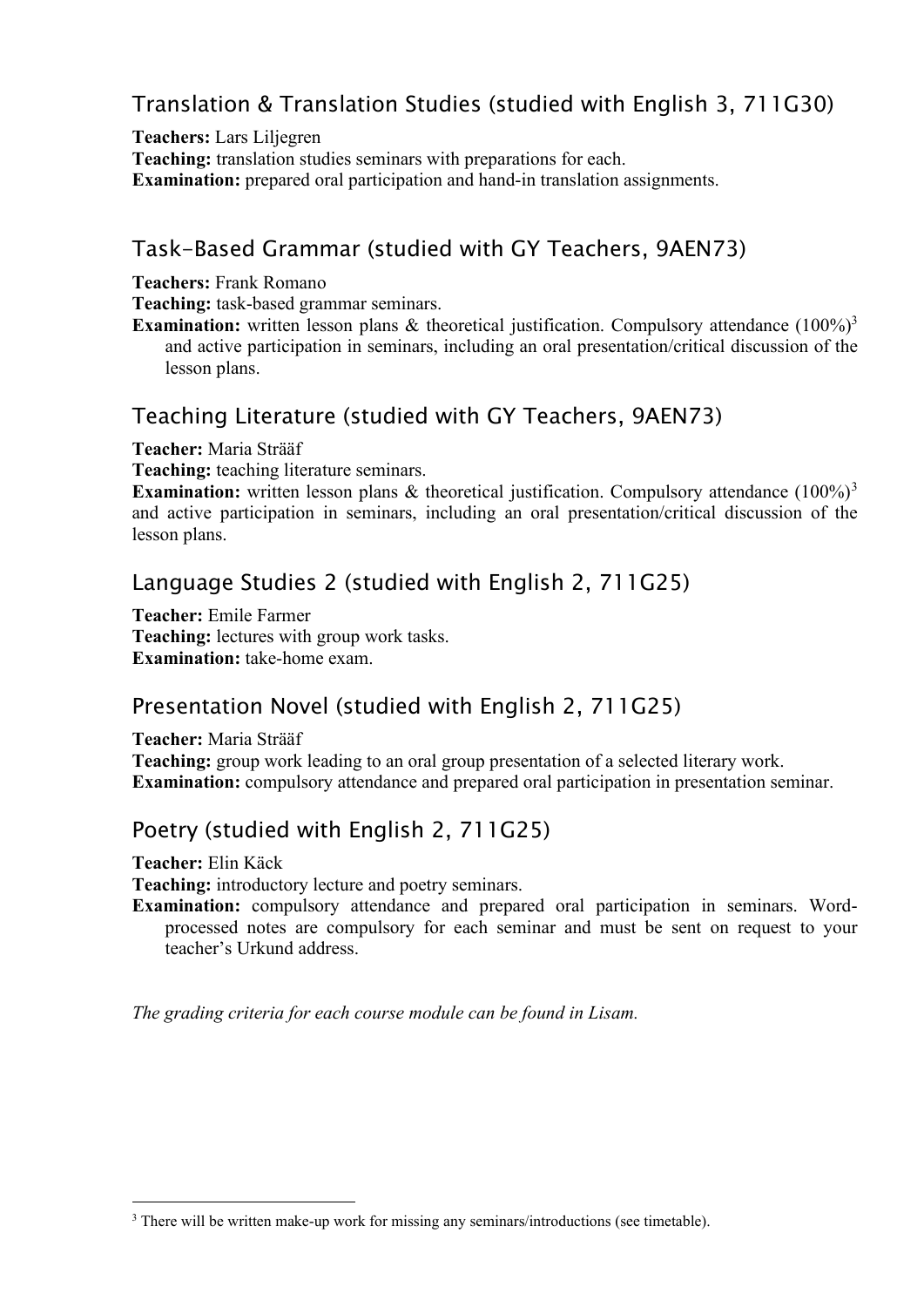## Translation & Translation Studies (studied with English 3, 711G30)

**Teachers:** Lars Liljegren
**Teaching:** translation studies seminars with preparations for each.
**Examination:** prepared oral participation and hand-in translation assignments.

## Task-Based Grammar (studied with GY Teachers, 9AEN73)

**Teachers:** Frank Romano
**Teaching:** task-based grammar seminars.
**Examination:** written lesson plans & theoretical justification. Compulsory attendance (100%)[3] and active participation in seminars, including an oral presentation/critical discussion of the lesson plans.

## Teaching Literature (studied with GY Teachers, 9AEN73)

**Teacher:** Maria Strääf
**Teaching:** teaching literature seminars.
**Examination:** written lesson plans & theoretical justification. Compulsory attendance (100%)[3] and active participation in seminars, including an oral presentation/critical discussion of the lesson plans.

## Language Studies 2 (studied with English 2, 711G25)

**Teacher:** Emile Farmer
**Teaching:** lectures with group work tasks.
**Examination:** take-home exam.

## Presentation Novel (studied with English 2, 711G25)

**Teacher:** Maria Strääf
**Teaching:** group work leading to an oral group presentation of a selected literary work.
**Examination:** compulsory attendance and prepared oral participation in presentation seminar.

## Poetry (studied with English 2, 711G25)

**Teacher:** Elin Käck
**Teaching:** introductory lecture and poetry seminars.
**Examination:** compulsory attendance and prepared oral participation in seminars. Word-processed notes are compulsory for each seminar and must be sent on request to your teacher's Urkund address.

*The grading criteria for each course module can be found in Lisam.*

---

[3] There will be written make-up work for missing any seminars/introductions (see timetable).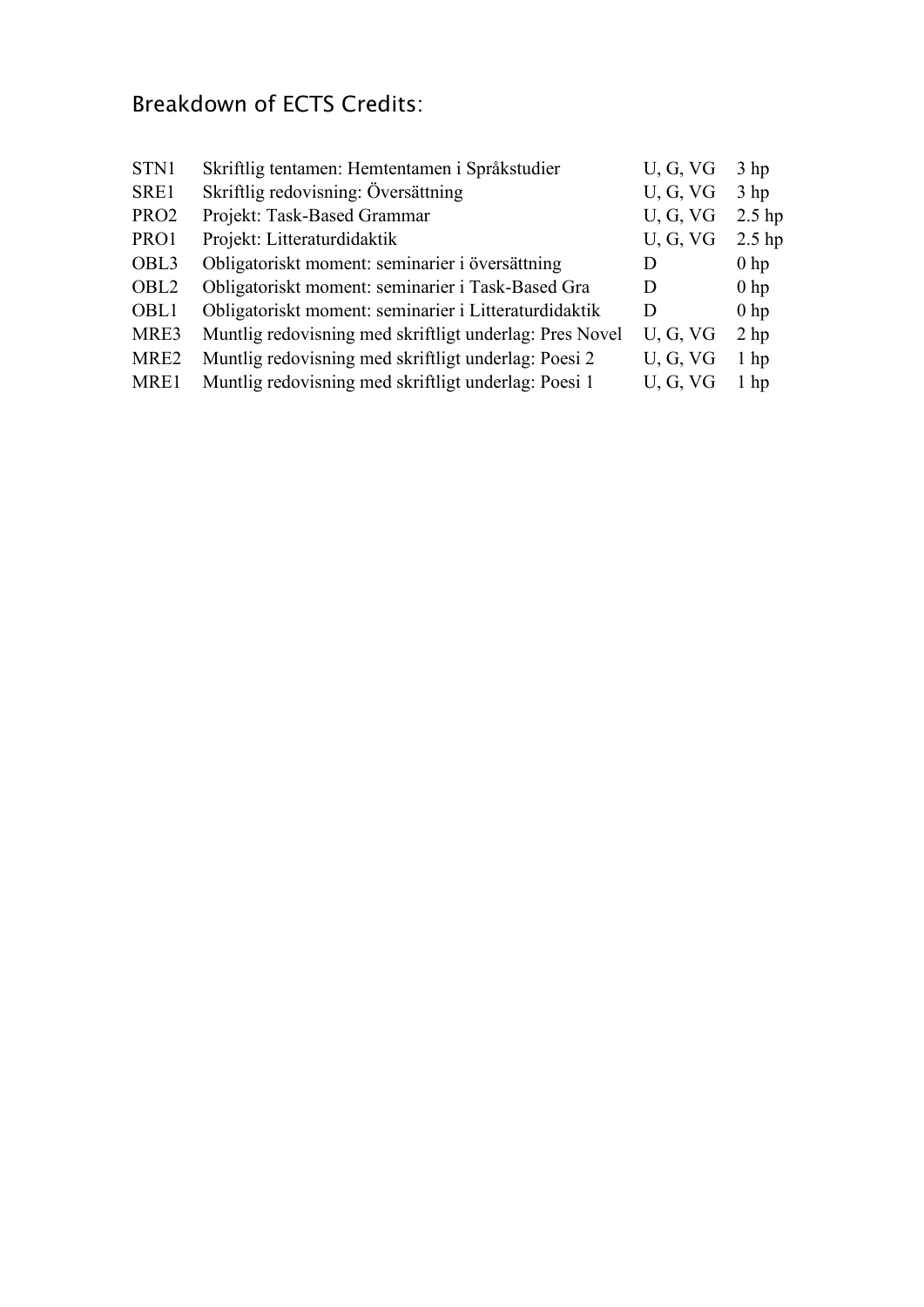## Breakdown of ECTS Credits:

| | | | |
|---|---|---|---|
| STN1 | Skriftlig tentamen: Hemtentamen i Språkstudier | U, G, VG | 3 hp |
| SRE1 | Skriftlig redovisning: Översättning | U, G, VG | 3 hp |
| PRO2 | Projekt: Task-Based Grammar | U, G, VG | 2.5 hp |
| PRO1 | Projekt: Litteraturdidaktik | U, G, VG | 2.5 hp |
| OBL3 | Obligatoriskt moment: seminarier i översättning | D | 0 hp |
| OBL2 | Obligatoriskt moment: seminarier i Task-Based Gra | D | 0 hp |
| OBL1 | Obligatoriskt moment: seminarier i Litteraturdidaktik | D | 0 hp |
| MRE3 | Muntlig redovisning med skriftligt underlag: Pres Novel | U, G, VG | 2 hp |
| MRE2 | Muntlig redovisning med skriftligt underlag: Poesi 2 | U, G, VG | 1 hp |
| MRE1 | Muntlig redovisning med skriftligt underlag: Poesi 1 | U, G, VG | 1 hp |